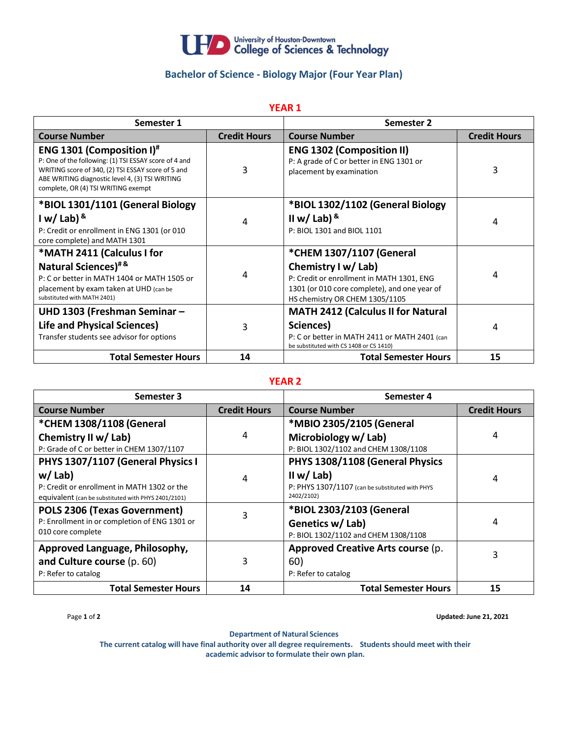University of Houston-Downtown
College of Sciences & Technology

## Bachelor of Science - Biology Major (Four Year Plan)

### YEAR 1

| Semester 1 | | Semester 2 | |
|---|---|---|---|
| **Course Number** | **Credit Hours** | **Course Number** | **Credit Hours** |
| **ENG 1301 (Composition I)#** P: One of the following: (1) TSI ESSAY score of 4 and WRITING score of 340, (2) TSI ESSAY score of 5 and ABE WRITING diagnostic level 4, (3) TSI WRITING complete, OR (4) TSI WRITING exempt | 3 | **ENG 1302 (Composition II)** P: A grade of C or better in ENG 1301 or placement by examination | 3 |
| **\*BIOL 1301/1101 (General Biology I w/ Lab) &** P: Credit or enrollment in ENG 1301 (or 010 core complete) and MATH 1301 | 4 | **\*BIOL 1302/1102 (General Biology II w/ Lab) &** P: BIOL 1301 and BIOL 1101 | 4 |
| **\*MATH 2411 (Calculus I for Natural Sciences)# &** P: C or better in MATH 1404 or MATH 1505 or placement by exam taken at UHD (can be substituted with MATH 2401) | 4 | **\*CHEM 1307/1107 (General Chemistry I w/ Lab)** P: Credit or enrollment in MATH 1301, ENG 1301 (or 010 core complete), and one year of HS chemistry OR CHEM 1305/1105 | 4 |
| **UHD 1303 (Freshman Seminar – Life and Physical Sciences)** Transfer students see advisor for options | 3 | **MATH 2412 (Calculus II for Natural Sciences)** P: C or better in MATH 2411 or MATH 2401 (can be substituted with CS 1408 or CS 1410) | 4 |
| **Total Semester Hours** | **14** | **Total Semester Hours** | **15** |

### YEAR 2

| Semester 3 | | Semester 4 | |
|---|---|---|---|
| **Course Number** | **Credit Hours** | **Course Number** | **Credit Hours** |
| **\*CHEM 1308/1108 (General Chemistry II w/ Lab)** P: Grade of C or better in CHEM 1307/1107 | 4 | **\*MBIO 2305/2105 (General Microbiology w/ Lab)** P: BIOL 1302/1102 and CHEM 1308/1108 | 4 |
| **PHYS 1307/1107 (General Physics I w/ Lab)** P: Credit or enrollment in MATH 1302 or the equivalent (can be substituted with PHYS 2401/2101) | 4 | **PHYS 1308/1108 (General Physics II w/ Lab)** P: PHYS 1307/1107 (can be substituted with PHYS 2402/2102) | 4 |
| **POLS 2306 (Texas Government)** P: Enrollment in or completion of ENG 1301 or 010 core complete | 3 | **\*BIOL 2303/2103 (General Genetics w/ Lab)** P: BIOL 1302/1102 and CHEM 1308/1108 | 4 |
| **Approved Language, Philosophy, and Culture course** (p. 60) P: Refer to catalog | 3 | **Approved Creative Arts course** (p. 60) P: Refer to catalog | 3 |
| **Total Semester Hours** | **14** | **Total Semester Hours** | **15** |

Updated: June 21, 2021

**Department of Natural Sciences**
**The current catalog will have final authority over all degree requirements. Students should meet with their academic advisor to formulate their own plan.**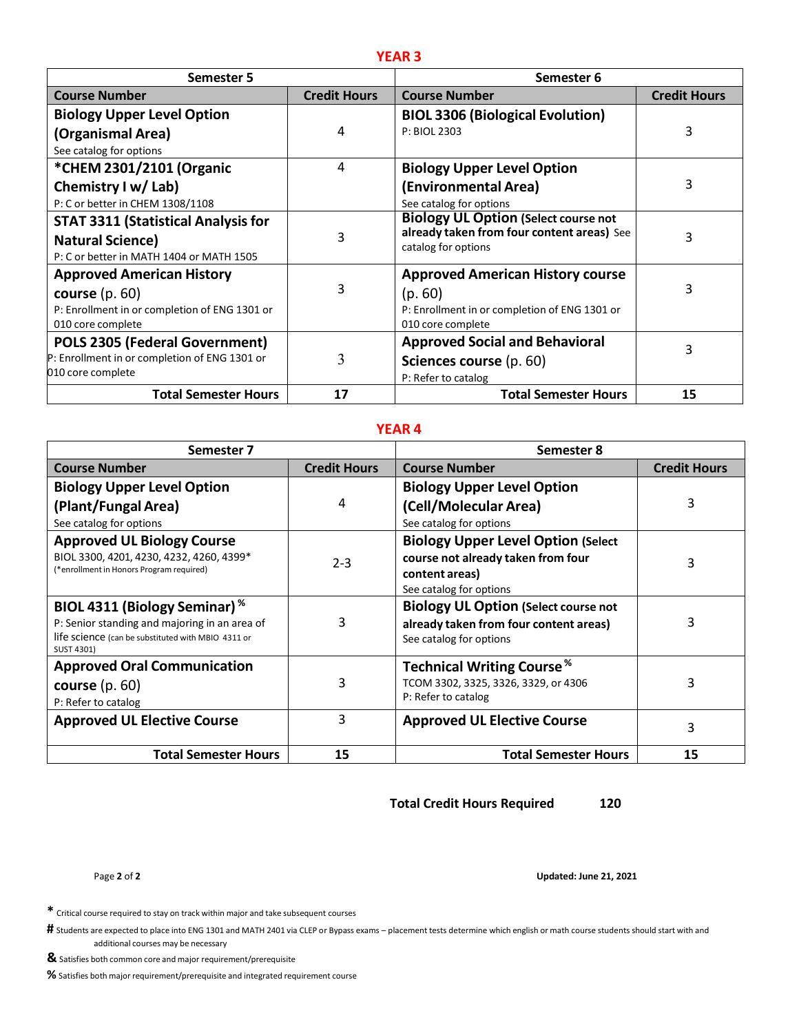## YEAR 3

| Semester 5 | | Semester 6 | |
|---|---|---|---|
| **Course Number** | **Credit Hours** | **Course Number** | **Credit Hours** |
| **Biology Upper Level Option (Organismal Area)** See catalog for options | 4 | **BIOL 3306 (Biological Evolution)** P: BIOL 2303 | 3 |
| ***CHEM 2301/2101 (Organic Chemistry I w/ Lab)** P: C or better in CHEM 1308/1108 | 4 | **Biology Upper Level Option (Environmental Area)** See catalog for options | 3 |
| **STAT 3311 (Statistical Analysis for Natural Science)** P: C or better in MATH 1404 or MATH 1505 | 3 | **Biology UL Option (Select course not already taken from four content areas)** See catalog for options | 3 |
| **Approved American History course** (p. 60) P: Enrollment in or completion of ENG 1301 or 010 core complete | 3 | **Approved American History course** (p. 60) P: Enrollment in or completion of ENG 1301 or 010 core complete | 3 |
| **POLS 2305 (Federal Government)** P: Enrollment in or completion of ENG 1301 or 010 core complete | 3 | **Approved Social and Behavioral Sciences course** (p. 60) P: Refer to catalog | 3 |
| **Total Semester Hours** | **17** | **Total Semester Hours** | **15** |

## YEAR 4

| Semester 7 | | Semester 8 | |
|---|---|---|---|
| **Course Number** | **Credit Hours** | **Course Number** | **Credit Hours** |
| **Biology Upper Level Option (Plant/Fungal Area)** See catalog for options | 4 | **Biology Upper Level Option (Cell/Molecular Area)** See catalog for options | 3 |
| **Approved UL Biology Course** BIOL 3300, 4201, 4230, 4232, 4260, 4399* (*enrollment in Honors Program required) | 2-3 | **Biology Upper Level Option (Select course not already taken from four content areas)** See catalog for options | 3 |
| **BIOL 4311 (Biology Seminar)** % P: Senior standing and majoring in an area of life science (can be substituted with MBIO 4311 or SUST 4301) | 3 | **Biology UL Option (Select course not already taken from four content areas)** See catalog for options | 3 |
| **Approved Oral Communication course** (p. 60) P: Refer to catalog | 3 | **Technical Writing Course** % TCOM 3302, 3325, 3326, 3329, or 4306 P: Refer to catalog | 3 |
| **Approved UL Elective Course** | 3 | **Approved UL Elective Course** | 3 |
| **Total Semester Hours** | **15** | **Total Semester Hours** | **15** |

**Total Credit Hours Required 120**

Updated: June 21, 2021

* Critical course required to stay on track within major and take subsequent courses

# Students are expected to place into ENG 1301 and MATH 2401 via CLEP or Bypass exams – placement tests determine which english or math course students should start with and additional courses may be necessary

& Satisfies both common core and major requirement/prerequisite

% Satisfies both major requirement/prerequisite and integrated requirement course